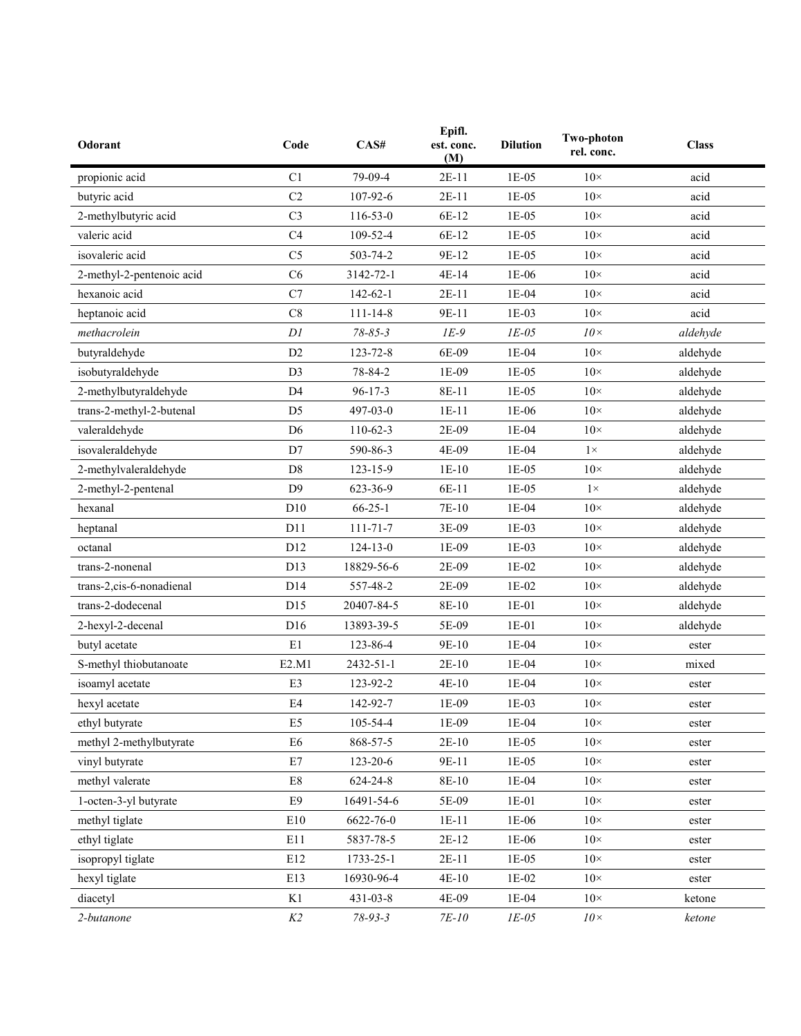| **Odorant** | **Code** | **CAS#** | **Epifl. est. conc. (M)** | **Dilution** | **Two-photon rel. conc.** | **Class** |
|---|---|---|---|---|---|---|
| propionic acid | C1 | 79-09-4 | 2E-11 | 1E-05 | 10× | acid |
| butyric acid | C2 | 107-92-6 | 2E-11 | 1E-05 | 10× | acid |
| 2-methylbutyric acid | C3 | 116-53-0 | 6E-12 | 1E-05 | 10× | acid |
| valeric acid | C4 | 109-52-4 | 6E-12 | 1E-05 | 10× | acid |
| isovaleric acid | C5 | 503-74-2 | 9E-12 | 1E-05 | 10× | acid |
| 2-methyl-2-pentenoic acid | C6 | 3142-72-1 | 4E-14 | 1E-06 | 10× | acid |
| hexanoic acid | C7 | 142-62-1 | 2E-11 | 1E-04 | 10× | acid |
| heptanoic acid | C8 | 111-14-8 | 9E-11 | 1E-03 | 10× | acid |
| *methacrolein* | *D1* | *78-85-3* | *1E-9* | *1E-05* | *10×* | *aldehyde* |
| butyraldehyde | D2 | 123-72-8 | 6E-09 | 1E-04 | 10× | aldehyde |
| isobutyraldehyde | D3 | 78-84-2 | 1E-09 | 1E-05 | 10× | aldehyde |
| 2-methylbutyraldehyde | D4 | 96-17-3 | 8E-11 | 1E-05 | 10× | aldehyde |
| trans-2-methyl-2-butenal | D5 | 497-03-0 | 1E-11 | 1E-06 | 10× | aldehyde |
| valeraldehyde | D6 | 110-62-3 | 2E-09 | 1E-04 | 10× | aldehyde |
| isovaleraldehyde | D7 | 590-86-3 | 4E-09 | 1E-04 | 1× | aldehyde |
| 2-methylvaleraldehyde | D8 | 123-15-9 | 1E-10 | 1E-05 | 10× | aldehyde |
| 2-methyl-2-pentenal | D9 | 623-36-9 | 6E-11 | 1E-05 | 1× | aldehyde |
| hexanal | D10 | 66-25-1 | 7E-10 | 1E-04 | 10× | aldehyde |
| heptanal | D11 | 111-71-7 | 3E-09 | 1E-03 | 10× | aldehyde |
| octanal | D12 | 124-13-0 | 1E-09 | 1E-03 | 10× | aldehyde |
| trans-2-nonenal | D13 | 18829-56-6 | 2E-09 | 1E-02 | 10× | aldehyde |
| trans-2,cis-6-nonadienal | D14 | 557-48-2 | 2E-09 | 1E-02 | 10× | aldehyde |
| trans-2-dodecenal | D15 | 20407-84-5 | 8E-10 | 1E-01 | 10× | aldehyde |
| 2-hexyl-2-decenal | D16 | 13893-39-5 | 5E-09 | 1E-01 | 10× | aldehyde |
| butyl acetate | E1 | 123-86-4 | 9E-10 | 1E-04 | 10× | ester |
| S-methyl thiobutanoate | E2.M1 | 2432-51-1 | 2E-10 | 1E-04 | 10× | mixed |
| isoamyl acetate | E3 | 123-92-2 | 4E-10 | 1E-04 | 10× | ester |
| hexyl acetate | E4 | 142-92-7 | 1E-09 | 1E-03 | 10× | ester |
| ethyl butyrate | E5 | 105-54-4 | 1E-09 | 1E-04 | 10× | ester |
| methyl 2-methylbutyrate | E6 | 868-57-5 | 2E-10 | 1E-05 | 10× | ester |
| vinyl butyrate | E7 | 123-20-6 | 9E-11 | 1E-05 | 10× | ester |
| methyl valerate | E8 | 624-24-8 | 8E-10 | 1E-04 | 10× | ester |
| 1-octen-3-yl butyrate | E9 | 16491-54-6 | 5E-09 | 1E-01 | 10× | ester |
| methyl tiglate | E10 | 6622-76-0 | 1E-11 | 1E-06 | 10× | ester |
| ethyl tiglate | E11 | 5837-78-5 | 2E-12 | 1E-06 | 10× | ester |
| isopropyl tiglate | E12 | 1733-25-1 | 2E-11 | 1E-05 | 10× | ester |
| hexyl tiglate | E13 | 16930-96-4 | 4E-10 | 1E-02 | 10× | ester |
| diacetyl | K1 | 431-03-8 | 4E-09 | 1E-04 | 10× | ketone |
| *2-butanone* | *K2* | *78-93-3* | *7E-10* | *1E-05* | *10×* | *ketone* |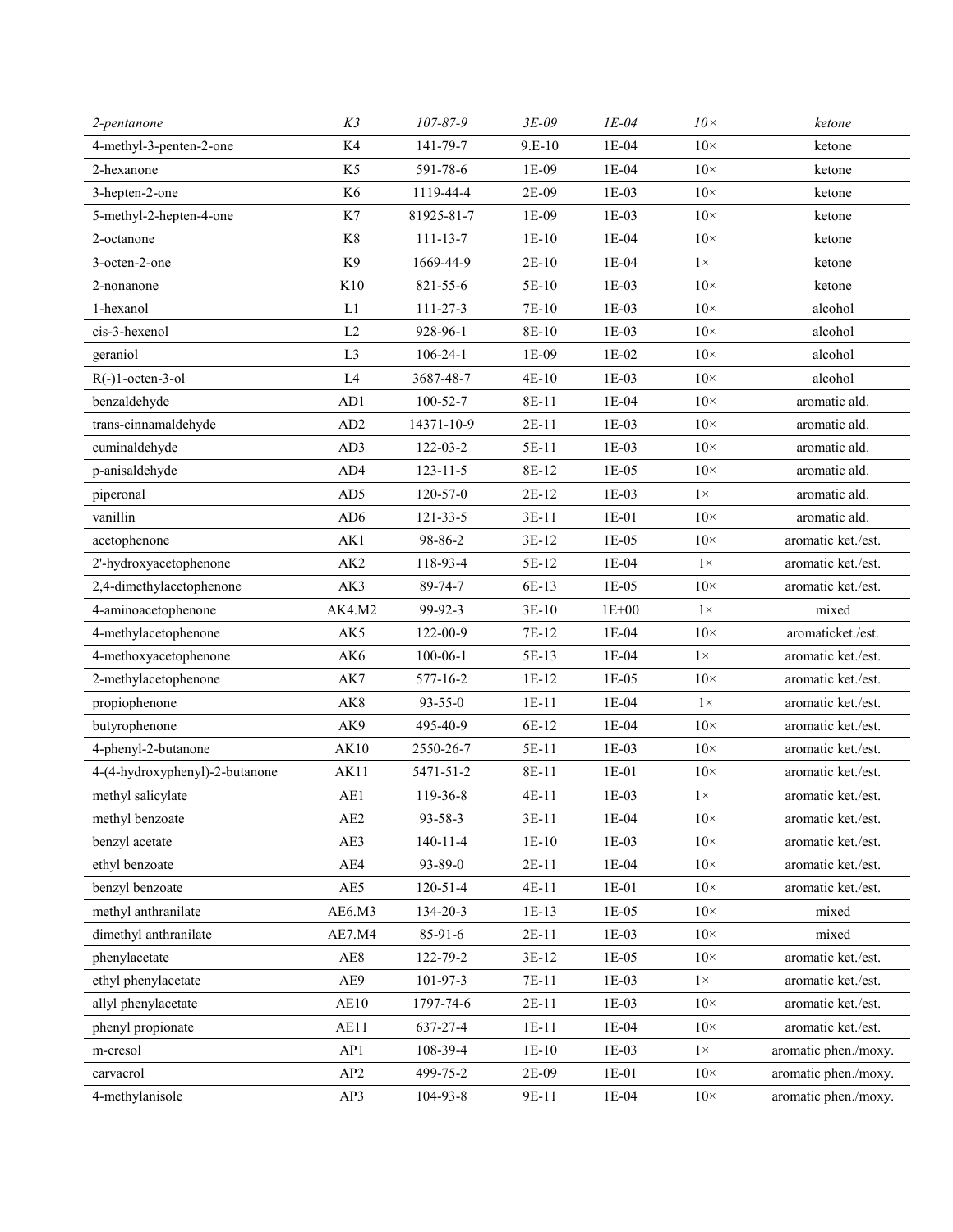| *2-pentanone* | *K3* | *107-87-9* | *3E-09* | *1E-04* | *10×* | *ketone* |
|---|---|---|---|---|---|---|
| 4-methyl-3-penten-2-one | K4 | 141-79-7 | 9.E-10 | 1E-04 | 10× | ketone |
| 2-hexanone | K5 | 591-78-6 | 1E-09 | 1E-04 | 10× | ketone |
| 3-hepten-2-one | K6 | 1119-44-4 | 2E-09 | 1E-03 | 10× | ketone |
| 5-methyl-2-hepten-4-one | K7 | 81925-81-7 | 1E-09 | 1E-03 | 10× | ketone |
| 2-octanone | K8 | 111-13-7 | 1E-10 | 1E-04 | 10× | ketone |
| 3-octen-2-one | K9 | 1669-44-9 | 2E-10 | 1E-04 | 1× | ketone |
| 2-nonanone | K10 | 821-55-6 | 5E-10 | 1E-03 | 10× | ketone |
| 1-hexanol | L1 | 111-27-3 | 7E-10 | 1E-03 | 10× | alcohol |
| cis-3-hexenol | L2 | 928-96-1 | 8E-10 | 1E-03 | 10× | alcohol |
| geraniol | L3 | 106-24-1 | 1E-09 | 1E-02 | 10× | alcohol |
| R(-)1-octen-3-ol | L4 | 3687-48-7 | 4E-10 | 1E-03 | 10× | alcohol |
| benzaldehyde | AD1 | 100-52-7 | 8E-11 | 1E-04 | 10× | aromatic ald. |
| trans-cinnamaldehyde | AD2 | 14371-10-9 | 2E-11 | 1E-03 | 10× | aromatic ald. |
| cuminaldehyde | AD3 | 122-03-2 | 5E-11 | 1E-03 | 10× | aromatic ald. |
| p-anisaldehyde | AD4 | 123-11-5 | 8E-12 | 1E-05 | 10× | aromatic ald. |
| piperonal | AD5 | 120-57-0 | 2E-12 | 1E-03 | 1× | aromatic ald. |
| vanillin | AD6 | 121-33-5 | 3E-11 | 1E-01 | 10× | aromatic ald. |
| acetophenone | AK1 | 98-86-2 | 3E-12 | 1E-05 | 10× | aromatic ket./est. |
| 2'-hydroxyacetophenone | AK2 | 118-93-4 | 5E-12 | 1E-04 | 1× | aromatic ket./est. |
| 2,4-dimethylacetophenone | AK3 | 89-74-7 | 6E-13 | 1E-05 | 10× | aromatic ket./est. |
| 4-aminoacetophenone | AK4.M2 | 99-92-3 | 3E-10 | 1E+00 | 1× | mixed |
| 4-methylacetophenone | AK5 | 122-00-9 | 7E-12 | 1E-04 | 10× | aromaticket./est. |
| 4-methoxyacetophenone | AK6 | 100-06-1 | 5E-13 | 1E-04 | 1× | aromatic ket./est. |
| 2-methylacetophenone | AK7 | 577-16-2 | 1E-12 | 1E-05 | 10× | aromatic ket./est. |
| propiophenone | AK8 | 93-55-0 | 1E-11 | 1E-04 | 1× | aromatic ket./est. |
| butyrophenone | AK9 | 495-40-9 | 6E-12 | 1E-04 | 10× | aromatic ket./est. |
| 4-phenyl-2-butanone | AK10 | 2550-26-7 | 5E-11 | 1E-03 | 10× | aromatic ket./est. |
| 4-(4-hydroxyphenyl)-2-butanone | AK11 | 5471-51-2 | 8E-11 | 1E-01 | 10× | aromatic ket./est. |
| methyl salicylate | AE1 | 119-36-8 | 4E-11 | 1E-03 | 1× | aromatic ket./est. |
| methyl benzoate | AE2 | 93-58-3 | 3E-11 | 1E-04 | 10× | aromatic ket./est. |
| benzyl acetate | AE3 | 140-11-4 | 1E-10 | 1E-03 | 10× | aromatic ket./est. |
| ethyl benzoate | AE4 | 93-89-0 | 2E-11 | 1E-04 | 10× | aromatic ket./est. |
| benzyl benzoate | AE5 | 120-51-4 | 4E-11 | 1E-01 | 10× | aromatic ket./est. |
| methyl anthranilate | AE6.M3 | 134-20-3 | 1E-13 | 1E-05 | 10× | mixed |
| dimethyl anthranilate | AE7.M4 | 85-91-6 | 2E-11 | 1E-03 | 10× | mixed |
| phenylacetate | AE8 | 122-79-2 | 3E-12 | 1E-05 | 10× | aromatic ket./est. |
| ethyl phenylacetate | AE9 | 101-97-3 | 7E-11 | 1E-03 | 1× | aromatic ket./est. |
| allyl phenylacetate | AE10 | 1797-74-6 | 2E-11 | 1E-03 | 10× | aromatic ket./est. |
| phenyl propionate | AE11 | 637-27-4 | 1E-11 | 1E-04 | 10× | aromatic ket./est. |
| m-cresol | AP1 | 108-39-4 | 1E-10 | 1E-03 | 1× | aromatic phen./moxy. |
| carvacrol | AP2 | 499-75-2 | 2E-09 | 1E-01 | 10× | aromatic phen./moxy. |
| 4-methylanisole | AP3 | 104-93-8 | 9E-11 | 1E-04 | 10× | aromatic phen./moxy. |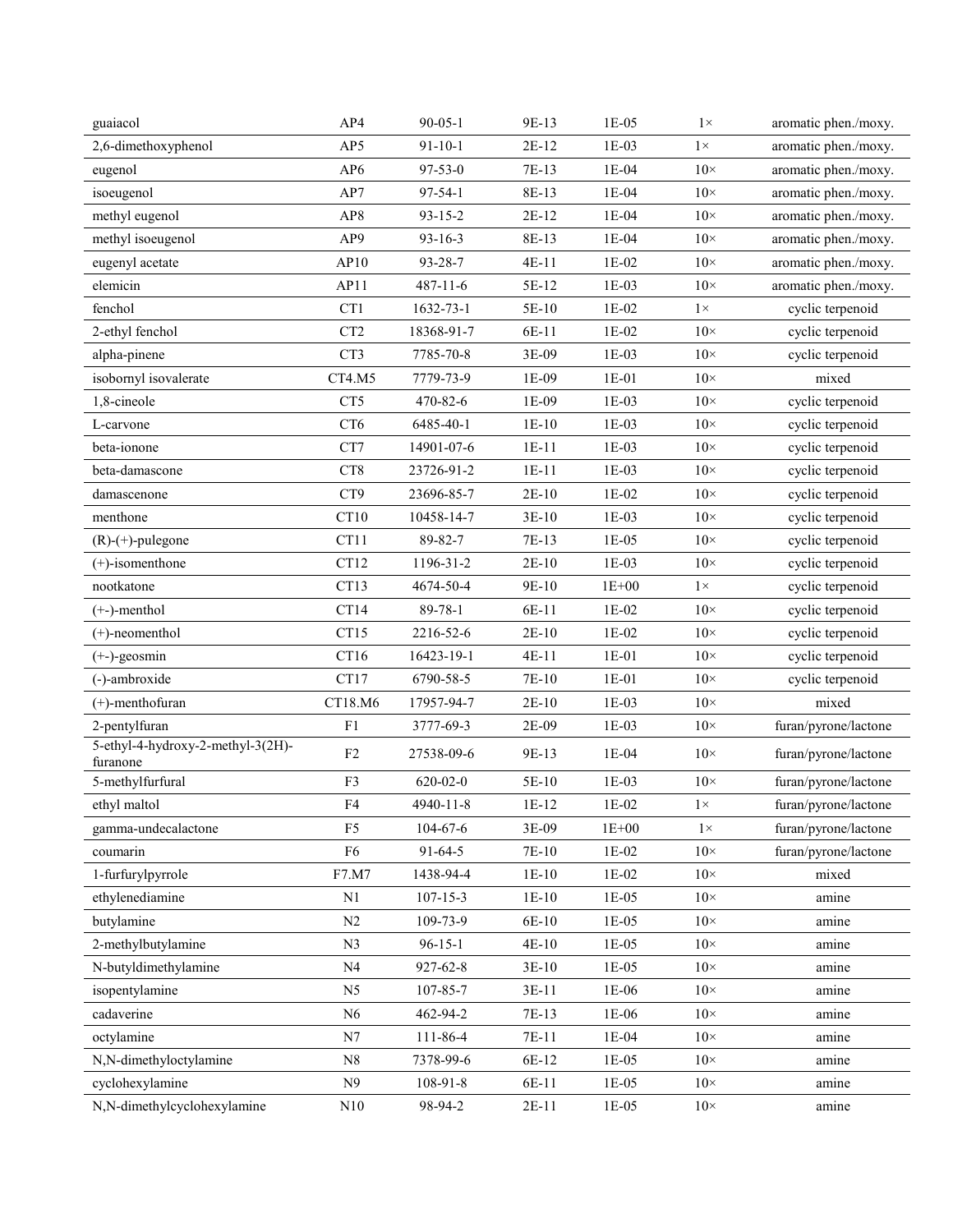| | | | | | | |
|---|---|---|---|---|---|---|
| guaiacol | AP4 | 90-05-1 | 9E-13 | 1E-05 | 1× | aromatic phen./moxy. |
| 2,6-dimethoxyphenol | AP5 | 91-10-1 | 2E-12 | 1E-03 | 1× | aromatic phen./moxy. |
| eugenol | AP6 | 97-53-0 | 7E-13 | 1E-04 | 10× | aromatic phen./moxy. |
| isoeugenol | AP7 | 97-54-1 | 8E-13 | 1E-04 | 10× | aromatic phen./moxy. |
| methyl eugenol | AP8 | 93-15-2 | 2E-12 | 1E-04 | 10× | aromatic phen./moxy. |
| methyl isoeugenol | AP9 | 93-16-3 | 8E-13 | 1E-04 | 10× | aromatic phen./moxy. |
| eugenyl acetate | AP10 | 93-28-7 | 4E-11 | 1E-02 | 10× | aromatic phen./moxy. |
| elemicin | AP11 | 487-11-6 | 5E-12 | 1E-03 | 10× | aromatic phen./moxy. |
| fenchol | CT1 | 1632-73-1 | 5E-10 | 1E-02 | 1× | cyclic terpenoid |
| 2-ethyl fenchol | CT2 | 18368-91-7 | 6E-11 | 1E-02 | 10× | cyclic terpenoid |
| alpha-pinene | CT3 | 7785-70-8 | 3E-09 | 1E-03 | 10× | cyclic terpenoid |
| isobornyl isovalerate | CT4.M5 | 7779-73-9 | 1E-09 | 1E-01 | 10× | mixed |
| 1,8-cineole | CT5 | 470-82-6 | 1E-09 | 1E-03 | 10× | cyclic terpenoid |
| L-carvone | CT6 | 6485-40-1 | 1E-10 | 1E-03 | 10× | cyclic terpenoid |
| beta-ionone | CT7 | 14901-07-6 | 1E-11 | 1E-03 | 10× | cyclic terpenoid |
| beta-damascone | CT8 | 23726-91-2 | 1E-11 | 1E-03 | 10× | cyclic terpenoid |
| damascenone | CT9 | 23696-85-7 | 2E-10 | 1E-02 | 10× | cyclic terpenoid |
| menthone | CT10 | 10458-14-7 | 3E-10 | 1E-03 | 10× | cyclic terpenoid |
| (R)-(+)-pulegone | CT11 | 89-82-7 | 7E-13 | 1E-05 | 10× | cyclic terpenoid |
| (+)-isomenthone | CT12 | 1196-31-2 | 2E-10 | 1E-03 | 10× | cyclic terpenoid |
| nootkatone | CT13 | 4674-50-4 | 9E-10 | 1E+00 | 1× | cyclic terpenoid |
| (+-)-menthol | CT14 | 89-78-1 | 6E-11 | 1E-02 | 10× | cyclic terpenoid |
| (+)-neomenthol | CT15 | 2216-52-6 | 2E-10 | 1E-02 | 10× | cyclic terpenoid |
| (+-)-geosmin | CT16 | 16423-19-1 | 4E-11 | 1E-01 | 10× | cyclic terpenoid |
| (-)-ambroxide | CT17 | 6790-58-5 | 7E-10 | 1E-01 | 10× | cyclic terpenoid |
| (+)-menthofuran | CT18.M6 | 17957-94-7 | 2E-10 | 1E-03 | 10× | mixed |
| 2-pentylfuran | F1 | 3777-69-3 | 2E-09 | 1E-03 | 10× | furan/pyrone/lactone |
| 5-ethyl-4-hydroxy-2-methyl-3(2H)-furanone | F2 | 27538-09-6 | 9E-13 | 1E-04 | 10× | furan/pyrone/lactone |
| 5-methylfurfural | F3 | 620-02-0 | 5E-10 | 1E-03 | 10× | furan/pyrone/lactone |
| ethyl maltol | F4 | 4940-11-8 | 1E-12 | 1E-02 | 1× | furan/pyrone/lactone |
| gamma-undecalactone | F5 | 104-67-6 | 3E-09 | 1E+00 | 1× | furan/pyrone/lactone |
| coumarin | F6 | 91-64-5 | 7E-10 | 1E-02 | 10× | furan/pyrone/lactone |
| 1-furfurylpyrrole | F7.M7 | 1438-94-4 | 1E-10 | 1E-02 | 10× | mixed |
| ethylenediamine | N1 | 107-15-3 | 1E-10 | 1E-05 | 10× | amine |
| butylamine | N2 | 109-73-9 | 6E-10 | 1E-05 | 10× | amine |
| 2-methylbutylamine | N3 | 96-15-1 | 4E-10 | 1E-05 | 10× | amine |
| N-butyldimethylamine | N4 | 927-62-8 | 3E-10 | 1E-05 | 10× | amine |
| isopentylamine | N5 | 107-85-7 | 3E-11 | 1E-06 | 10× | amine |
| cadaverine | N6 | 462-94-2 | 7E-13 | 1E-06 | 10× | amine |
| octylamine | N7 | 111-86-4 | 7E-11 | 1E-04 | 10× | amine |
| N,N-dimethyloctylamine | N8 | 7378-99-6 | 6E-12 | 1E-05 | 10× | amine |
| cyclohexylamine | N9 | 108-91-8 | 6E-11 | 1E-05 | 10× | amine |
| N,N-dimethylcyclohexylamine | N10 | 98-94-2 | 2E-11 | 1E-05 | 10× | amine |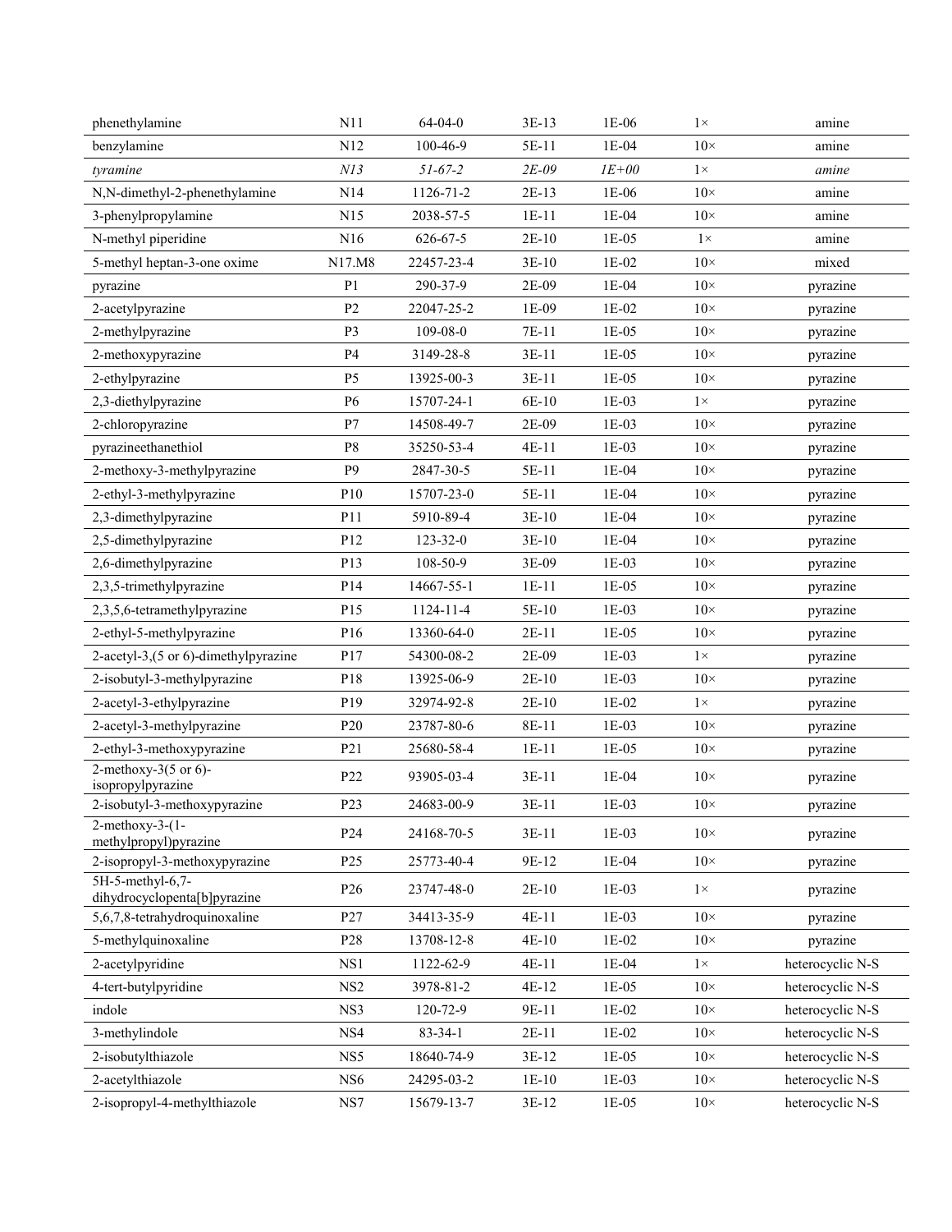| | | | | | | |
|---|---|---|---|---|---|---|
| phenethylamine | N11 | 64-04-0 | 3E-13 | 1E-06 | 1× | amine |
| benzylamine | N12 | 100-46-9 | 5E-11 | 1E-04 | 10× | amine |
| *tyramine* | *N13* | *51-67-2* | *2E-09* | *1E+00* | 1× | *amine* |
| N,N-dimethyl-2-phenethylamine | N14 | 1126-71-2 | 2E-13 | 1E-06 | 10× | amine |
| 3-phenylpropylamine | N15 | 2038-57-5 | 1E-11 | 1E-04 | 10× | amine |
| N-methyl piperidine | N16 | 626-67-5 | 2E-10 | 1E-05 | 1× | amine |
| 5-methyl heptan-3-one oxime | N17.M8 | 22457-23-4 | 3E-10 | 1E-02 | 10× | mixed |
| pyrazine | P1 | 290-37-9 | 2E-09 | 1E-04 | 10× | pyrazine |
| 2-acetylpyrazine | P2 | 22047-25-2 | 1E-09 | 1E-02 | 10× | pyrazine |
| 2-methylpyrazine | P3 | 109-08-0 | 7E-11 | 1E-05 | 10× | pyrazine |
| 2-methoxypyrazine | P4 | 3149-28-8 | 3E-11 | 1E-05 | 10× | pyrazine |
| 2-ethylpyrazine | P5 | 13925-00-3 | 3E-11 | 1E-05 | 10× | pyrazine |
| 2,3-diethylpyrazine | P6 | 15707-24-1 | 6E-10 | 1E-03 | 1× | pyrazine |
| 2-chloropyrazine | P7 | 14508-49-7 | 2E-09 | 1E-03 | 10× | pyrazine |
| pyrazineethanethiol | P8 | 35250-53-4 | 4E-11 | 1E-03 | 10× | pyrazine |
| 2-methoxy-3-methylpyrazine | P9 | 2847-30-5 | 5E-11 | 1E-04 | 10× | pyrazine |
| 2-ethyl-3-methylpyrazine | P10 | 15707-23-0 | 5E-11 | 1E-04 | 10× | pyrazine |
| 2,3-dimethylpyrazine | P11 | 5910-89-4 | 3E-10 | 1E-04 | 10× | pyrazine |
| 2,5-dimethylpyrazine | P12 | 123-32-0 | 3E-10 | 1E-04 | 10× | pyrazine |
| 2,6-dimethylpyrazine | P13 | 108-50-9 | 3E-09 | 1E-03 | 10× | pyrazine |
| 2,3,5-trimethylpyrazine | P14 | 14667-55-1 | 1E-11 | 1E-05 | 10× | pyrazine |
| 2,3,5,6-tetramethylpyrazine | P15 | 1124-11-4 | 5E-10 | 1E-03 | 10× | pyrazine |
| 2-ethyl-5-methylpyrazine | P16 | 13360-64-0 | 2E-11 | 1E-05 | 10× | pyrazine |
| 2-acetyl-3,(5 or 6)-dimethylpyrazine | P17 | 54300-08-2 | 2E-09 | 1E-03 | 1× | pyrazine |
| 2-isobutyl-3-methylpyrazine | P18 | 13925-06-9 | 2E-10 | 1E-03 | 10× | pyrazine |
| 2-acetyl-3-ethylpyrazine | P19 | 32974-92-8 | 2E-10 | 1E-02 | 1× | pyrazine |
| 2-acetyl-3-methylpyrazine | P20 | 23787-80-6 | 8E-11 | 1E-03 | 10× | pyrazine |
| 2-ethyl-3-methoxypyrazine | P21 | 25680-58-4 | 1E-11 | 1E-05 | 10× | pyrazine |
| 2-methoxy-3(5 or 6)-isopropylpyrazine | P22 | 93905-03-4 | 3E-11 | 1E-04 | 10× | pyrazine |
| 2-isobutyl-3-methoxypyrazine | P23 | 24683-00-9 | 3E-11 | 1E-03 | 10× | pyrazine |
| 2-methoxy-3-(1-methylpropyl)pyrazine | P24 | 24168-70-5 | 3E-11 | 1E-03 | 10× | pyrazine |
| 2-isopropyl-3-methoxypyrazine | P25 | 25773-40-4 | 9E-12 | 1E-04 | 10× | pyrazine |
| 5H-5-methyl-6,7-dihydrocyclopenta[b]pyrazine | P26 | 23747-48-0 | 2E-10 | 1E-03 | 1× | pyrazine |
| 5,6,7,8-tetrahydroquinoxaline | P27 | 34413-35-9 | 4E-11 | 1E-03 | 10× | pyrazine |
| 5-methylquinoxaline | P28 | 13708-12-8 | 4E-10 | 1E-02 | 10× | pyrazine |
| 2-acetylpyridine | NS1 | 1122-62-9 | 4E-11 | 1E-04 | 1× | heterocyclic N-S |
| 4-tert-butylpyridine | NS2 | 3978-81-2 | 4E-12 | 1E-05 | 10× | heterocyclic N-S |
| indole | NS3 | 120-72-9 | 9E-11 | 1E-02 | 10× | heterocyclic N-S |
| 3-methylindole | NS4 | 83-34-1 | 2E-11 | 1E-02 | 10× | heterocyclic N-S |
| 2-isobutylthiazole | NS5 | 18640-74-9 | 3E-12 | 1E-05 | 10× | heterocyclic N-S |
| 2-acetylthiazole | NS6 | 24295-03-2 | 1E-10 | 1E-03 | 10× | heterocyclic N-S |
| 2-isopropyl-4-methylthiazole | NS7 | 15679-13-7 | 3E-12 | 1E-05 | 10× | heterocyclic N-S |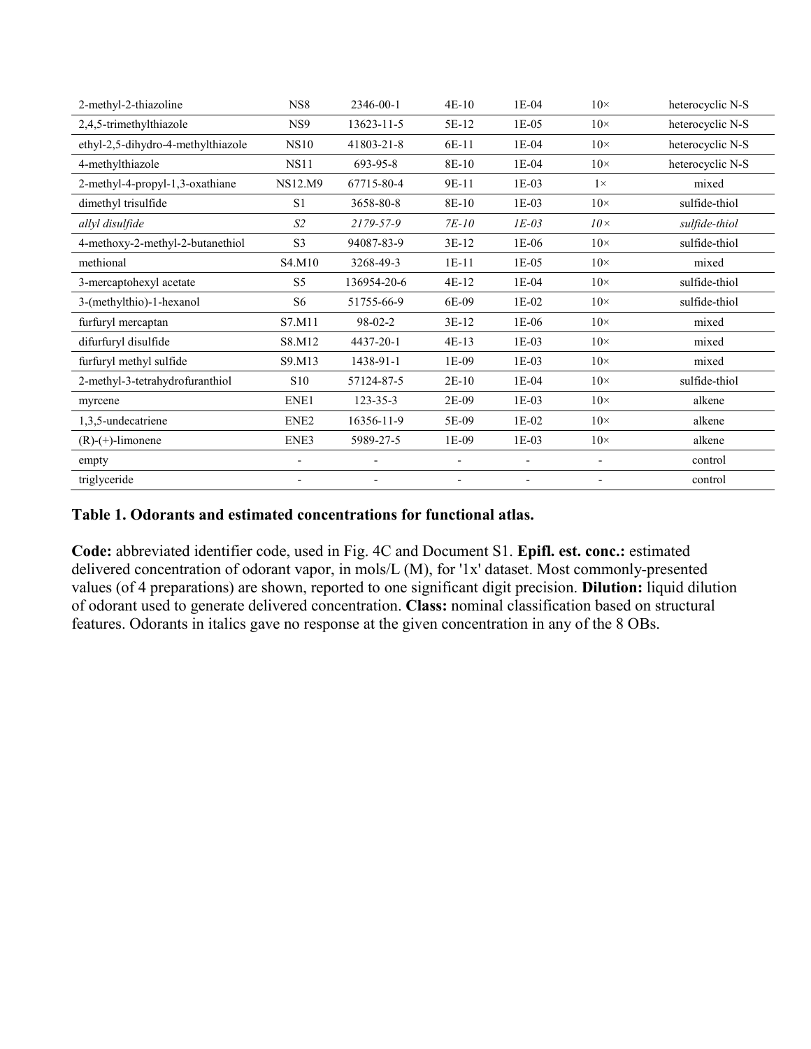| | | | | | | |
|---|---|---|---|---|---|---|
| 2-methyl-2-thiazoline | NS8 | 2346-00-1 | 4E-10 | 1E-04 | 10× | heterocyclic N-S |
| 2,4,5-trimethylthiazole | NS9 | 13623-11-5 | 5E-12 | 1E-05 | 10× | heterocyclic N-S |
| ethyl-2,5-dihydro-4-methylthiazole | NS10 | 41803-21-8 | 6E-11 | 1E-04 | 10× | heterocyclic N-S |
| 4-methylthiazole | NS11 | 693-95-8 | 8E-10 | 1E-04 | 10× | heterocyclic N-S |
| 2-methyl-4-propyl-1,3-oxathiane | NS12.M9 | 67715-80-4 | 9E-11 | 1E-03 | 1× | mixed |
| dimethyl trisulfide | S1 | 3658-80-8 | 8E-10 | 1E-03 | 10× | sulfide-thiol |
| *allyl disulfide* | *S2* | *2179-57-9* | *7E-10* | *1E-03* | *10×* | *sulfide-thiol* |
| 4-methoxy-2-methyl-2-butanethiol | S3 | 94087-83-9 | 3E-12 | 1E-06 | 10× | sulfide-thiol |
| methional | S4.M10 | 3268-49-3 | 1E-11 | 1E-05 | 10× | mixed |
| 3-mercaptohexyl acetate | S5 | 136954-20-6 | 4E-12 | 1E-04 | 10× | sulfide-thiol |
| 3-(methylthio)-1-hexanol | S6 | 51755-66-9 | 6E-09 | 1E-02 | 10× | sulfide-thiol |
| furfuryl mercaptan | S7.M11 | 98-02-2 | 3E-12 | 1E-06 | 10× | mixed |
| difurfuryl disulfide | S8.M12 | 4437-20-1 | 4E-13 | 1E-03 | 10× | mixed |
| furfuryl methyl sulfide | S9.M13 | 1438-91-1 | 1E-09 | 1E-03 | 10× | mixed |
| 2-methyl-3-tetrahydrofuranthiol | S10 | 57124-87-5 | 2E-10 | 1E-04 | 10× | sulfide-thiol |
| myrcene | ENE1 | 123-35-3 | 2E-09 | 1E-03 | 10× | alkene |
| 1,3,5-undecatriene | ENE2 | 16356-11-9 | 5E-09 | 1E-02 | 10× | alkene |
| (R)-(+)-limonene | ENE3 | 5989-27-5 | 1E-09 | 1E-03 | 10× | alkene |
| empty | - | - | - | - | - | control |
| triglyceride | - | - | - | - | - | control |

**Table 1. Odorants and estimated concentrations for functional atlas.**

**Code:** abbreviated identifier code, used in Fig. 4C and Document S1. **Epifl. est. conc.:** estimated delivered concentration of odorant vapor, in mols/L (M), for '1x' dataset. Most commonly-presented values (of 4 preparations) are shown, reported to one significant digit precision. **Dilution:** liquid dilution of odorant used to generate delivered concentration. **Class:** nominal classification based on structural features. Odorants in italics gave no response at the given concentration in any of the 8 OBs.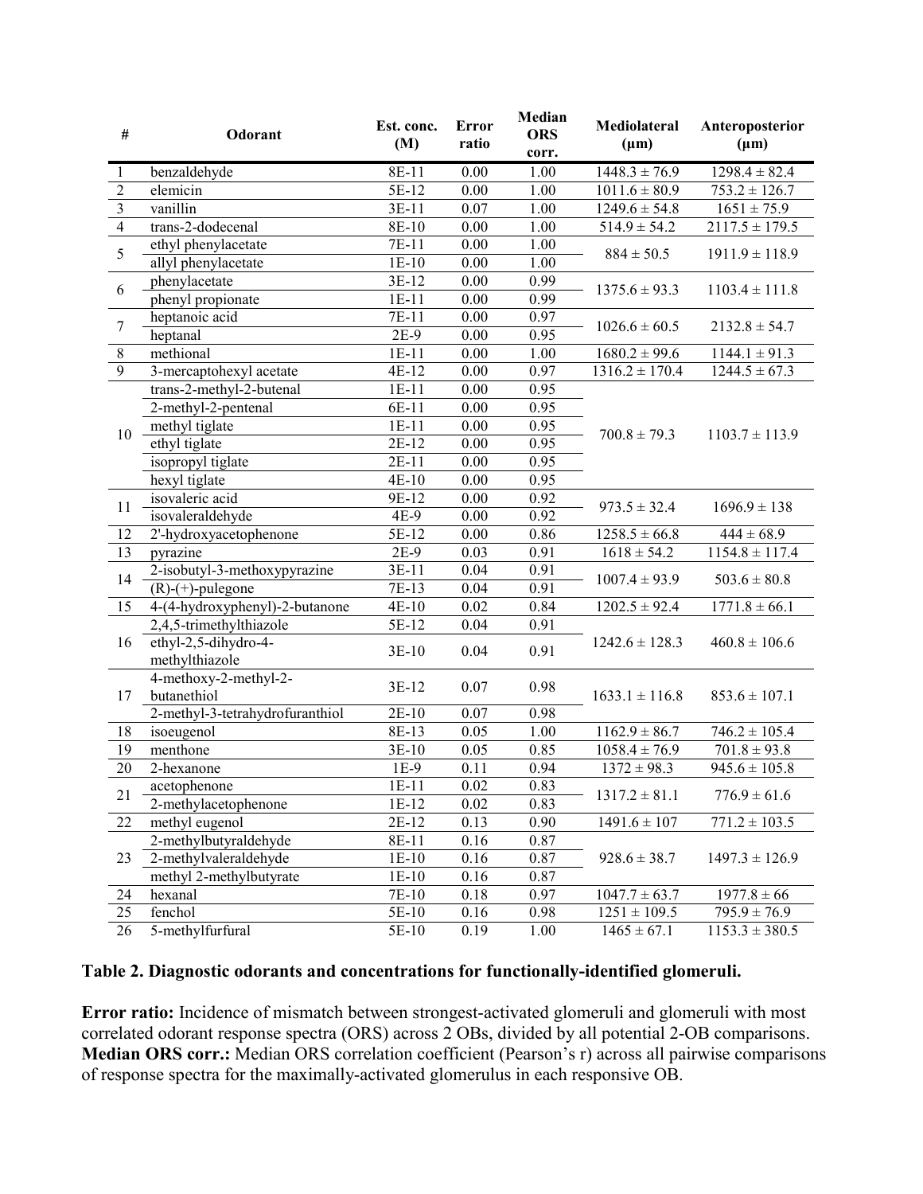| # | Odorant | Est. conc. (M) | Error ratio | Median ORS corr. | Mediolateral (μm) | Anteroposterior (μm) |
|---|---|---|---|---|---|---|
| 1 | benzaldehyde | 8E-11 | 0.00 | 1.00 | 1448.3 ± 76.9 | 1298.4 ± 82.4 |
| 2 | elemicin | 5E-12 | 0.00 | 1.00 | 1011.6 ± 80.9 | 753.2 ± 126.7 |
| 3 | vanillin | 3E-11 | 0.07 | 1.00 | 1249.6 ± 54.8 | 1651 ± 75.9 |
| 4 | trans-2-dodecenal | 8E-10 | 0.00 | 1.00 | 514.9 ± 54.2 | 2117.5 ± 179.5 |
| 5 | ethyl phenylacetate | 7E-11 | 0.00 | 1.00 | 884 ± 50.5 | 1911.9 ± 118.9 |
| | allyl phenylacetate | 1E-10 | 0.00 | 1.00 | | |
| 6 | phenylacetate | 3E-12 | 0.00 | 0.99 | 1375.6 ± 93.3 | 1103.4 ± 111.8 |
| | phenyl propionate | 1E-11 | 0.00 | 0.99 | | |
| 7 | heptanoic acid | 7E-11 | 0.00 | 0.97 | 1026.6 ± 60.5 | 2132.8 ± 54.7 |
| | heptanal | 2E-9 | 0.00 | 0.95 | | |
| 8 | methional | 1E-11 | 0.00 | 1.00 | 1680.2 ± 99.6 | 1144.1 ± 91.3 |
| 9 | 3-mercaptohexyl acetate | 4E-12 | 0.00 | 0.97 | 1316.2 ± 170.4 | 1244.5 ± 67.3 |
| 10 | trans-2-methyl-2-butenal | 1E-11 | 0.00 | 0.95 | 700.8 ± 79.3 | 1103.7 ± 113.9 |
| | 2-methyl-2-pentenal | 6E-11 | 0.00 | 0.95 | | |
| | methyl tiglate | 1E-11 | 0.00 | 0.95 | | |
| | ethyl tiglate | 2E-12 | 0.00 | 0.95 | | |
| | isopropyl tiglate | 2E-11 | 0.00 | 0.95 | | |
| | hexyl tiglate | 4E-10 | 0.00 | 0.95 | | |
| 11 | isovaleric acid | 9E-12 | 0.00 | 0.92 | 973.5 ± 32.4 | 1696.9 ± 138 |
| | isovaleraldehyde | 4E-9 | 0.00 | 0.92 | | |
| 12 | 2'-hydroxyacetophenone | 5E-12 | 0.00 | 0.86 | 1258.5 ± 66.8 | 444 ± 68.9 |
| 13 | pyrazine | 2E-9 | 0.03 | 0.91 | 1618 ± 54.2 | 1154.8 ± 117.4 |
| 14 | 2-isobutyl-3-methoxypyrazine | 3E-11 | 0.04 | 0.91 | 1007.4 ± 93.9 | 503.6 ± 80.8 |
| | (R)-(+)-pulegone | 7E-13 | 0.04 | 0.91 | | |
| 15 | 4-(4-hydroxyphenyl)-2-butanone | 4E-10 | 0.02 | 0.84 | 1202.5 ± 92.4 | 1771.8 ± 66.1 |
| 16 | 2,4,5-trimethylthiazole | 5E-12 | 0.04 | 0.91 | 1242.6 ± 128.3 | 460.8 ± 106.6 |
| | ethyl-2,5-dihydro-4-methylthiazole | 3E-10 | 0.04 | 0.91 | | |
| 17 | 4-methoxy-2-methyl-2-butanethiol | 3E-12 | 0.07 | 0.98 | 1633.1 ± 116.8 | 853.6 ± 107.1 |
| | 2-methyl-3-tetrahydrofuranthiol | 2E-10 | 0.07 | 0.98 | | |
| 18 | isoeugenol | 8E-13 | 0.05 | 1.00 | 1162.9 ± 86.7 | 746.2 ± 105.4 |
| 19 | menthone | 3E-10 | 0.05 | 0.85 | 1058.4 ± 76.9 | 701.8 ± 93.8 |
| 20 | 2-hexanone | 1E-9 | 0.11 | 0.94 | 1372 ± 98.3 | 945.6 ± 105.8 |
| 21 | acetophenone | 1E-11 | 0.02 | 0.83 | 1317.2 ± 81.1 | 776.9 ± 61.6 |
| | 2-methylacetophenone | 1E-12 | 0.02 | 0.83 | | |
| 22 | methyl eugenol | 2E-12 | 0.13 | 0.90 | 1491.6 ± 107 | 771.2 ± 103.5 |
| 23 | 2-methylbutyraldehyde | 8E-11 | 0.16 | 0.87 | 928.6 ± 38.7 | 1497.3 ± 126.9 |
| | 2-methylvaleraldehyde | 1E-10 | 0.16 | 0.87 | | |
| | methyl 2-methylbutyrate | 1E-10 | 0.16 | 0.87 | | |
| 24 | hexanal | 7E-10 | 0.18 | 0.97 | 1047.7 ± 63.7 | 1977.8 ± 66 |
| 25 | fenchol | 5E-10 | 0.16 | 0.98 | 1251 ± 109.5 | 795.9 ± 76.9 |
| 26 | 5-methylfurfural | 5E-10 | 0.19 | 1.00 | 1465 ± 67.1 | 1153.3 ± 380.5 |

**Table 2. Diagnostic odorants and concentrations for functionally-identified glomeruli.**

**Error ratio:** Incidence of mismatch between strongest-activated glomeruli and glomeruli with most correlated odorant response spectra (ORS) across 2 OBs, divided by all potential 2-OB comparisons. **Median ORS corr.:** Median ORS correlation coefficient (Pearson's r) across all pairwise comparisons of response spectra for the maximally-activated glomerulus in each responsive OB.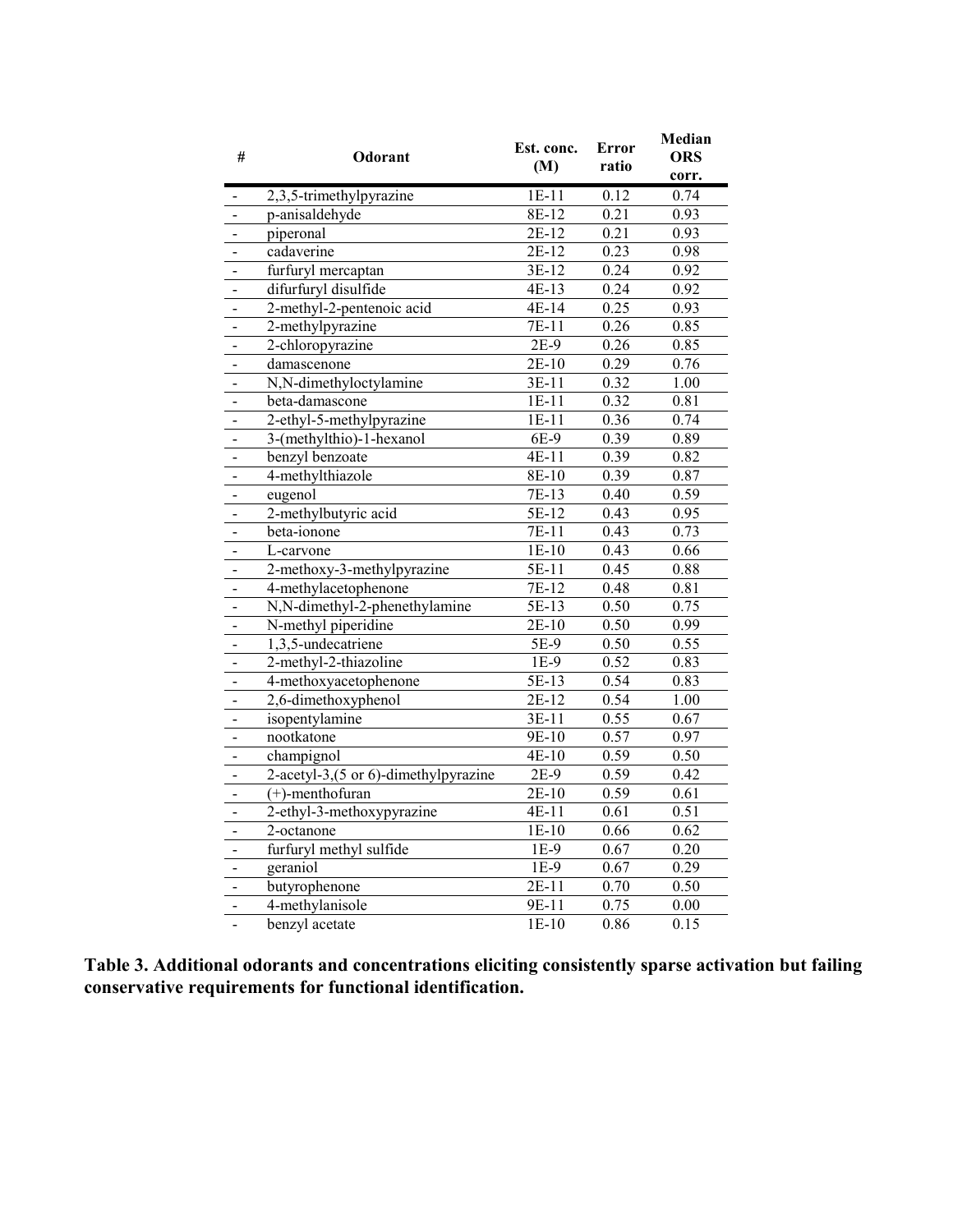| # | Odorant | Est. conc. (M) | Error ratio | Median ORS corr. |
|---|---|---|---|---|
| - | 2,3,5-trimethylpyrazine | 1E-11 | 0.12 | 0.74 |
| - | p-anisaldehyde | 8E-12 | 0.21 | 0.93 |
| - | piperonal | 2E-12 | 0.21 | 0.93 |
| - | cadaverine | 2E-12 | 0.23 | 0.98 |
| - | furfuryl mercaptan | 3E-12 | 0.24 | 0.92 |
| - | difurfuryl disulfide | 4E-13 | 0.24 | 0.92 |
| - | 2-methyl-2-pentenoic acid | 4E-14 | 0.25 | 0.93 |
| - | 2-methylpyrazine | 7E-11 | 0.26 | 0.85 |
| - | 2-chloropyrazine | 2E-9 | 0.26 | 0.85 |
| - | damascenone | 2E-10 | 0.29 | 0.76 |
| - | N,N-dimethyloctylamine | 3E-11 | 0.32 | 1.00 |
| - | beta-damascone | 1E-11 | 0.32 | 0.81 |
| - | 2-ethyl-5-methylpyrazine | 1E-11 | 0.36 | 0.74 |
| - | 3-(methylthio)-1-hexanol | 6E-9 | 0.39 | 0.89 |
| - | benzyl benzoate | 4E-11 | 0.39 | 0.82 |
| - | 4-methylthiazole | 8E-10 | 0.39 | 0.87 |
| - | eugenol | 7E-13 | 0.40 | 0.59 |
| - | 2-methylbutyric acid | 5E-12 | 0.43 | 0.95 |
| - | beta-ionone | 7E-11 | 0.43 | 0.73 |
| - | L-carvone | 1E-10 | 0.43 | 0.66 |
| - | 2-methoxy-3-methylpyrazine | 5E-11 | 0.45 | 0.88 |
| - | 4-methylacetophenone | 7E-12 | 0.48 | 0.81 |
| - | N,N-dimethyl-2-phenethylamine | 5E-13 | 0.50 | 0.75 |
| - | N-methyl piperidine | 2E-10 | 0.50 | 0.99 |
| - | 1,3,5-undecatriene | 5E-9 | 0.50 | 0.55 |
| - | 2-methyl-2-thiazoline | 1E-9 | 0.52 | 0.83 |
| - | 4-methoxyacetophenone | 5E-13 | 0.54 | 0.83 |
| - | 2,6-dimethoxyphenol | 2E-12 | 0.54 | 1.00 |
| - | isopentylamine | 3E-11 | 0.55 | 0.67 |
| - | nootkatone | 9E-10 | 0.57 | 0.97 |
| - | champignol | 4E-10 | 0.59 | 0.50 |
| - | 2-acetyl-3,(5 or 6)-dimethylpyrazine | 2E-9 | 0.59 | 0.42 |
| - | (+)-menthofuran | 2E-10 | 0.59 | 0.61 |
| - | 2-ethyl-3-methoxypyrazine | 4E-11 | 0.61 | 0.51 |
| - | 2-octanone | 1E-10 | 0.66 | 0.62 |
| - | furfuryl methyl sulfide | 1E-9 | 0.67 | 0.20 |
| - | geraniol | 1E-9 | 0.67 | 0.29 |
| - | butyrophenone | 2E-11 | 0.70 | 0.50 |
| - | 4-methylanisole | 9E-11 | 0.75 | 0.00 |
| - | benzyl acetate | 1E-10 | 0.86 | 0.15 |

**Table 3. Additional odorants and concentrations eliciting consistently sparse activation but failing conservative requirements for functional identification.**